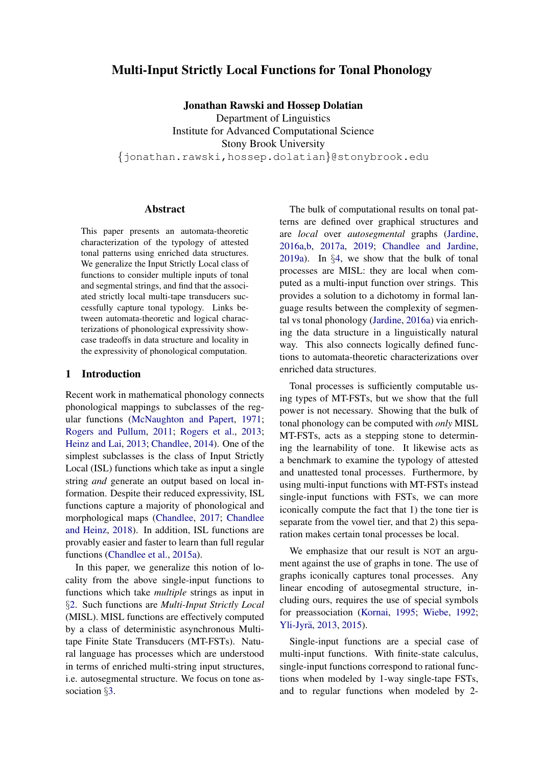# Multi-Input Strictly Local Functions for Tonal Phonology

**Jonathan Rawski and Hossep Dolatian**
Department of Linguistics
Institute for Advanced Computational Science
Stony Brook University
{jonathan.rawski,hossep.dolatian}@stonybrook.edu

## Abstract

This paper presents an automata-theoretic characterization of the typology of attested tonal patterns using enriched data structures. We generalize the Input Strictly Local class of functions to consider multiple inputs of tonal and segmental strings, and find that the associated strictly local multi-tape transducers successfully capture tonal typology. Links between automata-theoretic and logical characterizations of phonological expressivity showcase tradeoffs in data structure and locality in the expressivity of phonological computation.

## 1 Introduction

Recent work in mathematical phonology connects phonological mappings to subclasses of the regular functions (McNaughton and Papert, 1971; Rogers and Pullum, 2011; Rogers et al., 2013; Heinz and Lai, 2013; Chandlee, 2014). One of the simplest subclasses is the class of Input Strictly Local (ISL) functions which take as input a single string *and* generate an output based on local information. Despite their reduced expressivity, ISL functions capture a majority of phonological and morphological maps (Chandlee, 2017; Chandlee and Heinz, 2018). In addition, ISL functions are provably easier and faster to learn than full regular functions (Chandlee et al., 2015a).

In this paper, we generalize this notion of locality from the above single-input functions to functions which take *multiple* strings as input in §2. Such functions are *Multi-Input Strictly Local* (MISL). MISL functions are effectively computed by a class of deterministic asynchronous Multi-tape Finite State Transducers (MT-FSTs). Natural language has processes which are understood in terms of enriched multi-string input structures, i.e. autosegmental structure. We focus on tone association §3.

The bulk of computational results on tonal patterns are defined over graphical structures and are *local* over *autosegmental* graphs (Jardine, 2016a,b, 2017a, 2019; Chandlee and Jardine, 2019a). In §4, we show that the bulk of tonal processes are MISL: they are local when computed as a multi-input function over strings. This provides a solution to a dichotomy in formal language results between the complexity of segmental vs tonal phonology (Jardine, 2016a) via enriching the data structure in a linguistically natural way. This also connects logically defined functions to automata-theoretic characterizations over enriched data structures.

Tonal processes is sufficiently computable using types of MT-FSTs, but we show that the full power is not necessary. Showing that the bulk of tonal phonology can be computed with *only* MISL MT-FSTs, acts as a stepping stone to determining the learnability of tone. It likewise acts as a benchmark to examine the typology of attested and unattested tonal processes. Furthermore, by using multi-input functions with MT-FSTs instead single-input functions with FSTs, we can more iconically compute the fact that 1) the tone tier is separate from the vowel tier, and that 2) this separation makes certain tonal processes be local.

We emphasize that our result is NOT an argument against the use of graphs in tone. The use of graphs iconically captures tonal processes. Any linear encoding of autosegmental structure, including ours, requires the use of special symbols for preassociation (Kornai, 1995; Wiebe, 1992; Yli-Jyrä, 2013, 2015).

Single-input functions are a special case of multi-input functions. With finite-state calculus, single-input functions correspond to rational functions when modeled by 1-way single-tape FSTs, and to regular functions when modeled by 2-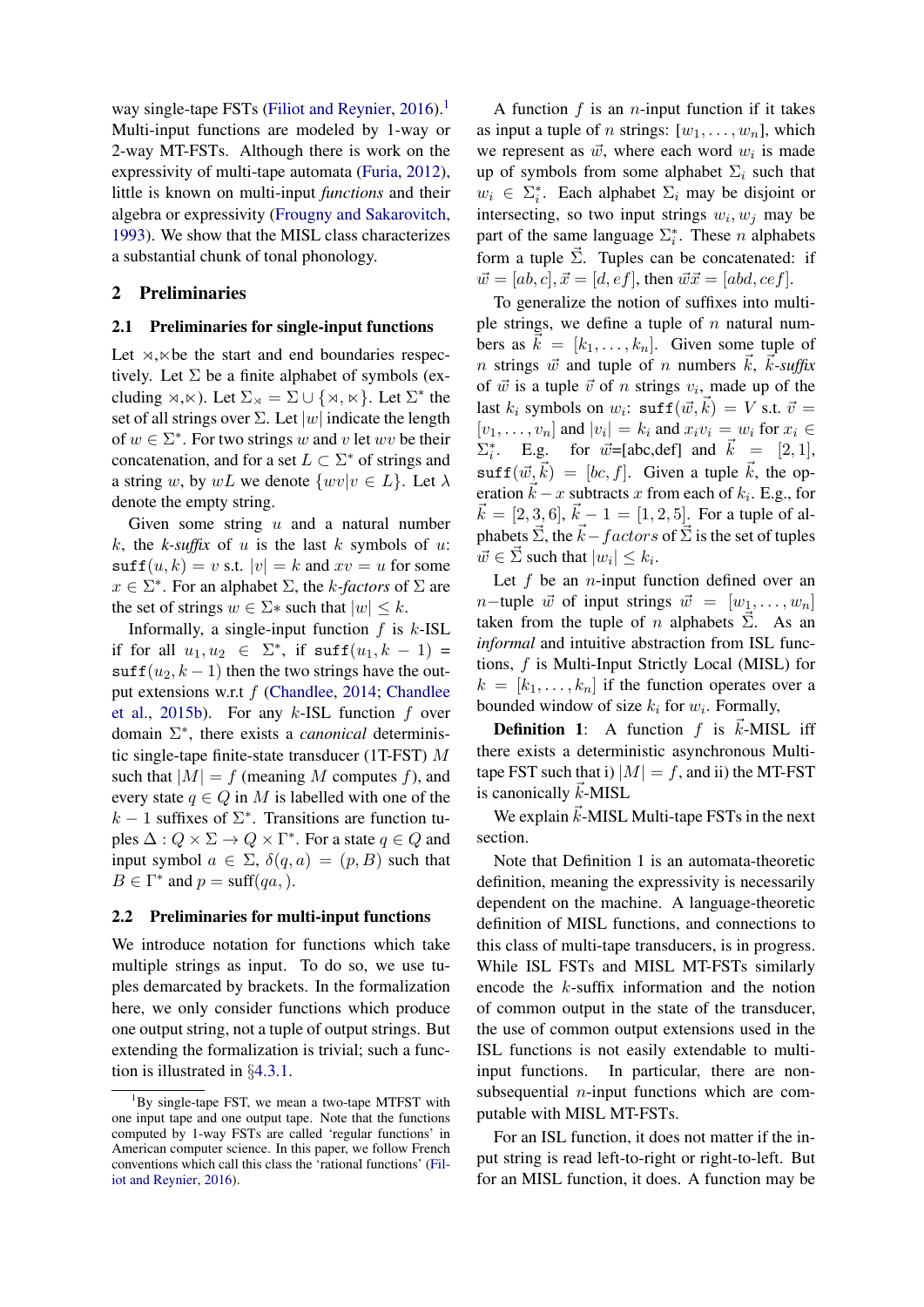way single-tape FSTs (Filiot and Reynier, 2016).[1] Multi-input functions are modeled by 1-way or 2-way MT-FSTs. Although there is work on the expressivity of multi-tape automata (Furia, 2012), little is known on multi-input *functions* and their algebra or expressivity (Frougny and Sakarovitch, 1993). We show that the MISL class characterizes a substantial chunk of tonal phonology.

## 2 Preliminaries

### 2.1 Preliminaries for single-input functions

Let $\rtimes$,$\ltimes$ be the start and end boundaries respectively. Let $\Sigma$ be a finite alphabet of symbols (excluding $\rtimes,\ltimes$). Let $\Sigma_{\rtimes} = \Sigma \cup \{\rtimes, \ltimes\}$. Let $\Sigma^*$ the set of all strings over $\Sigma$. Let $|w|$ indicate the length of $w \in \Sigma^*$. For two strings $w$ and $v$ let $wv$ be their concatenation, and for a set $L \subset \Sigma^*$ of strings and a string $w$, by $wL$ we denote $\{wv|v \in L\}$. Let $\lambda$ denote the empty string.

Given some string $u$ and a natural number $k$, the *k-suffix* of $u$ is the last $k$ symbols of $u$: $\texttt{suff}(u, k) = v$ s.t. $|v| = k$ and $xv = u$ for some $x \in \Sigma^*$. For an alphabet $\Sigma$, the *k-factors* of $\Sigma$ are the set of strings $w \in \Sigma*$ such that $|w| \leq k$.

Informally, a single-input function $f$ is $k$-ISL if for all $u_1, u_2 \in \Sigma^*$, if $\texttt{suff}(u_1, k-1) = \texttt{suff}(u_2, k-1)$ then the two strings have the output extensions w.r.t $f$ (Chandlee, 2014; Chandlee et al., 2015b). For any $k$-ISL function $f$ over domain $\Sigma^*$, there exists a *canonical* deterministic single-tape finite-state transducer (1T-FST) $M$ such that $|M| = f$ (meaning $M$ computes $f$), and every state $q \in Q$ in $M$ is labelled with one of the $k-1$ suffixes of $\Sigma^*$. Transitions are function tuples $\Delta : Q \times \Sigma \rightarrow Q \times \Gamma^*$. For a state $q \in Q$ and input symbol $a \in \Sigma$, $\delta(q, a) = (p, B)$ such that $B \in \Gamma^*$ and $p = \text{suff}(qa, )$.

### 2.2 Preliminaries for multi-input functions

We introduce notation for functions which take multiple strings as input. To do so, we use tuples demarcated by brackets. In the formalization here, we only consider functions which produce one output string, not a tuple of output strings. But extending the formalization is trivial; such a function is illustrated in §4.3.1.

A function $f$ is an $n$-input function if it takes as input a tuple of $n$ strings: $[w_1, \ldots, w_n]$, which we represent as $\vec{w}$, where each word $w_i$ is made up of symbols from some alphabet $\Sigma_i$ such that $w_i \in \Sigma_i^*$. Each alphabet $\Sigma_i$ may be disjoint or intersecting, so two input strings $w_i, w_j$ may be part of the same language $\Sigma_i^*$. These $n$ alphabets form a tuple $\vec{\Sigma}$. Tuples can be concatenated: if $\vec{w} = [ab, c], \vec{x} = [d, ef]$, then $\vec{w}\vec{x} = [abd, cef]$.

To generalize the notion of suffixes into multiple strings, we define a tuple of $n$ natural numbers as $\vec{k} = [k_1, \ldots, k_n]$. Given some tuple of $n$ strings $\vec{w}$ and tuple of $n$ numbers $\vec{k}$, $\vec{k}$*-suffix* of $\vec{w}$ is a tuple $\vec{v}$ of $n$ strings $v_i$, made up of the last $k_i$ symbols on $w_i$: $\texttt{suff}(\vec{w}, \vec{k}) = V$ s.t. $\vec{v} = [v_1, \ldots, v_n]$ and $|v_i| = k_i$ and $x_i v_i = w_i$ for $x_i \in \Sigma_i^*$. E.g. for $\vec{w}$=[abc,def] and $\vec{k} = [2, 1]$, $\texttt{suff}(\vec{w}, \vec{k}) = [bc, f]$. Given a tuple $\vec{k}$, the operation $\vec{k} - x$ subtracts $x$ from each of $k_i$. E.g., for $\vec{k} = [2, 3, 6]$, $\vec{k} - 1 = [1, 2, 5]$. For a tuple of alphabets $\vec{\Sigma}$, the $\vec{k} - factors$ of $\vec{\Sigma}$ is the set of tuples $\vec{w} \in \vec{\Sigma}$ such that $|w_i| \leq k_i$.

Let $f$ be an $n$-input function defined over an $n-$tuple $\vec{w}$ of input strings $\vec{w} = [w_1, \ldots, w_n]$ taken from the tuple of $n$ alphabets $\vec{\Sigma}$. As an *informal* and intuitive abstraction from ISL functions, $f$ is Multi-Input Strictly Local (MISL) for $k = [k_1, \ldots, k_n]$ if the function operates over a bounded window of size $k_i$ for $w_i$. Formally,

**Definition 1**: A function $f$ is $\vec{k}$-MISL iff there exists a deterministic asynchronous Multi-tape FST such that i) $|M| = f$, and ii) the MT-FST is canonically $\vec{k}$-MISL

We explain $\vec{k}$-MISL Multi-tape FSTs in the next section.

Note that Definition 1 is an automata-theoretic definition, meaning the expressivity is necessarily dependent on the machine. A language-theoretic definition of MISL functions, and connections to this class of multi-tape transducers, is in progress. While ISL FSTs and MISL MT-FSTs similarly encode the $k$-suffix information and the notion of common output in the state of the transducer, the use of common output extensions used in the ISL functions is not easily extendable to multi-input functions. In particular, there are non-subsequential $n$-input functions which are computable with MISL MT-FSTs.

For an ISL function, it does not matter if the input string is read left-to-right or right-to-left. But for an MISL function, it does. A function may be

[1] By single-tape FST, we mean a two-tape MTFST with one input tape and one output tape. Note that the functions computed by 1-way FSTs are called 'regular functions' in American computer science. In this paper, we follow French conventions which call this class the 'rational functions' (Filiot and Reynier, 2016).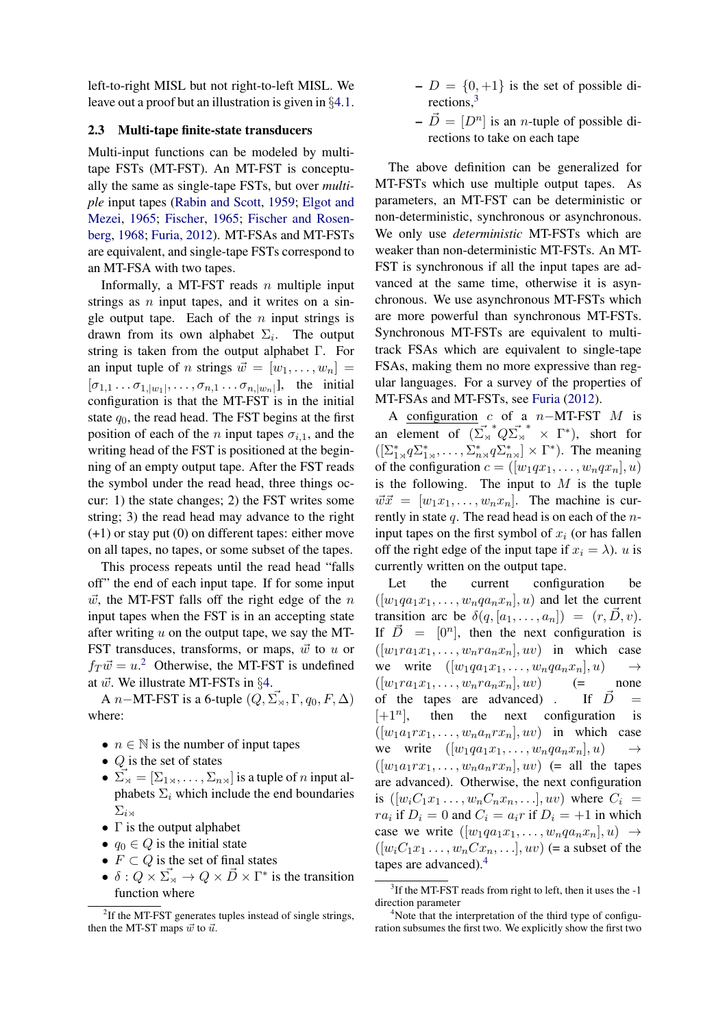left-to-right MISL but not right-to-left MISL. We leave out a proof but an illustration is given in §4.1.

### 2.3 Multi-tape finite-state transducers

Multi-input functions can be modeled by multi-tape FSTs (MT-FST). An MT-FST is conceptually the same as single-tape FSTs, but over *multiple* input tapes (Rabin and Scott, 1959; Elgot and Mezei, 1965; Fischer, 1965; Fischer and Rosenberg, 1968; Furia, 2012). MT-FSAs and MT-FSTs are equivalent, and single-tape FSTs correspond to an MT-FSA with two tapes.

Informally, a MT-FST reads $n$ multiple input strings as $n$ input tapes, and it writes on a single output tape. Each of the $n$ input strings is drawn from its own alphabet $\Sigma_i$. The output string is taken from the output alphabet $\Gamma$. For an input tuple of $n$ strings $\vec{w} = [w_1, \ldots, w_n] = [\sigma_{1,1} \ldots \sigma_{1,|w_1|}, \ldots, \sigma_{n,1} \ldots \sigma_{n,|w_n|}]$, the initial configuration is that the MT-FST is in the initial state $q_0$, the read head. The FST begins at the first position of each of the $n$ input tapes $\sigma_{i,1}$, and the writing head of the FST is positioned at the beginning of an empty output tape. After the FST reads the symbol under the read head, three things occur: 1) the state changes; 2) the FST writes some string; 3) the read head may advance to the right (+1) or stay put (0) on different tapes: either move on all tapes, no tapes, or some subset of the tapes.

This process repeats until the read head "falls off" the end of each input tape. If for some input $\vec{w}$, the MT-FST falls off the right edge of the $n$ input tapes when the FST is in an accepting state after writing $u$ on the output tape, we say the MT-FST transduces, transforms, or maps, $\vec{w}$ to $u$ or $f_T \vec{w} = u$.[2] Otherwise, the MT-FST is undefined at $\vec{w}$. We illustrate MT-FSTs in §4.

A $n-$MT-FST is a 6-tuple $(Q, \vec{\Sigma_\rtimes}, \Gamma, q_0, F, \Delta)$ where:

- $n \in \mathbb{N}$ is the number of input tapes
- $Q$ is the set of states
- $\vec{\Sigma_\rtimes} = [\Sigma_{1\rtimes}, \ldots, \Sigma_{n\rtimes}]$ is a tuple of $n$ input alphabets $\Sigma_i$ which include the end boundaries $\Sigma_{i\rtimes}$
- $\Gamma$ is the output alphabet
- $q_0 \in Q$ is the initial state
- $F \subset Q$ is the set of final states
- $\delta : Q \times \vec{\Sigma_\rtimes} \to Q \times \vec{D} \times \Gamma^*$ is the transition function where
  - $D = \{0, +1\}$ is the set of possible directions,[3]
  - $\vec{D} = [D^n]$ is an $n$-tuple of possible directions to take on each tape

The above definition can be generalized for MT-FSTs which use multiple output tapes. As parameters, an MT-FST can be deterministic or non-deterministic, synchronous or asynchronous. We only use *deterministic* MT-FSTs which are weaker than non-deterministic MT-FSTs. An MT-FST is synchronous if all the input tapes are advanced at the same time, otherwise it is asynchronous. We use asynchronous MT-FSTs which are more powerful than synchronous MT-FSTs. Synchronous MT-FSTs are equivalent to multi-track FSAs which are equivalent to single-tape FSAs, making them no more expressive than regular languages. For a survey of the properties of MT-FSAs and MT-FSTs, see Furia (2012).

A configuration $c$ of a $n-$MT-FST $M$ is an element of $(\vec{\Sigma_\rtimes}^* Q \vec{\Sigma_\rtimes}^* \times \Gamma^*)$, short for $([\Sigma_{1\rtimes}^* q \Sigma_{1\rtimes}^*, \ldots, \Sigma_{n\rtimes}^* q \Sigma_{n\rtimes}^*] \times \Gamma^*)$. The meaning of the configuration $c = ([w_1 q x_1, \ldots, w_n q x_n], u)$ is the following. The input to $M$ is the tuple $\vec{w}\vec{x} = [w_1 x_1, \ldots, w_n x_n]$. The machine is currently in state $q$. The read head is on each of the $n$-input tapes on the first symbol of $x_i$ (or has fallen off the right edge of the input tape if $x_i = \lambda$). $u$ is currently written on the output tape.

Let the current configuration be $([w_1 q a_1 x_1, \ldots, w_n q a_n x_n], u)$ and let the current transition arc be $\delta(q, [a_1, \ldots, a_n]) = (r, \vec{D}, v)$. If $\vec{D} = [0^n]$, then the next configuration is $([w_1 r a_1 x_1, \ldots, w_n r a_n x_n], uv)$ in which case we write $([w_1 q a_1 x_1, \ldots, w_n q a_n x_n], u) \to ([w_1 r a_1 x_1, \ldots, w_n r a_n x_n], uv)$ (= none of the tapes are advanced) . If $\vec{D} = [+1^n]$, then the next configuration is $([w_1 a_1 r x_1, \ldots, w_n a_n r x_n], uv)$ in which case we write $([w_1 q a_1 x_1, \ldots, w_n q a_n x_n], u) \to ([w_1 a_1 r x_1, \ldots, w_n a_n r x_n], uv)$ (= all the tapes are advanced). Otherwise, the next configuration is $([w_i C_1 x_1 \ldots, w_n C_n x_n, \ldots], uv)$ where $C_i = r a_i$ if $D_i = 0$ and $C_i = a_i r$ if $D_i = +1$ in which case we write $([w_1 q a_1 x_1, \ldots, w_n q a_n x_n], u) \to ([w_i C_1 x_1 \ldots, w_n C x_n, \ldots], uv)$ (= a subset of the tapes are advanced).[4]

[2] If the MT-FST generates tuples instead of single strings, then the MT-ST maps $\vec{w}$ to $\vec{u}$.

[3] If the MT-FST reads from right to left, then it uses the -1 direction parameter

[4] Note that the interpretation of the third type of configuration subsumes the first two. We explicitly show the first two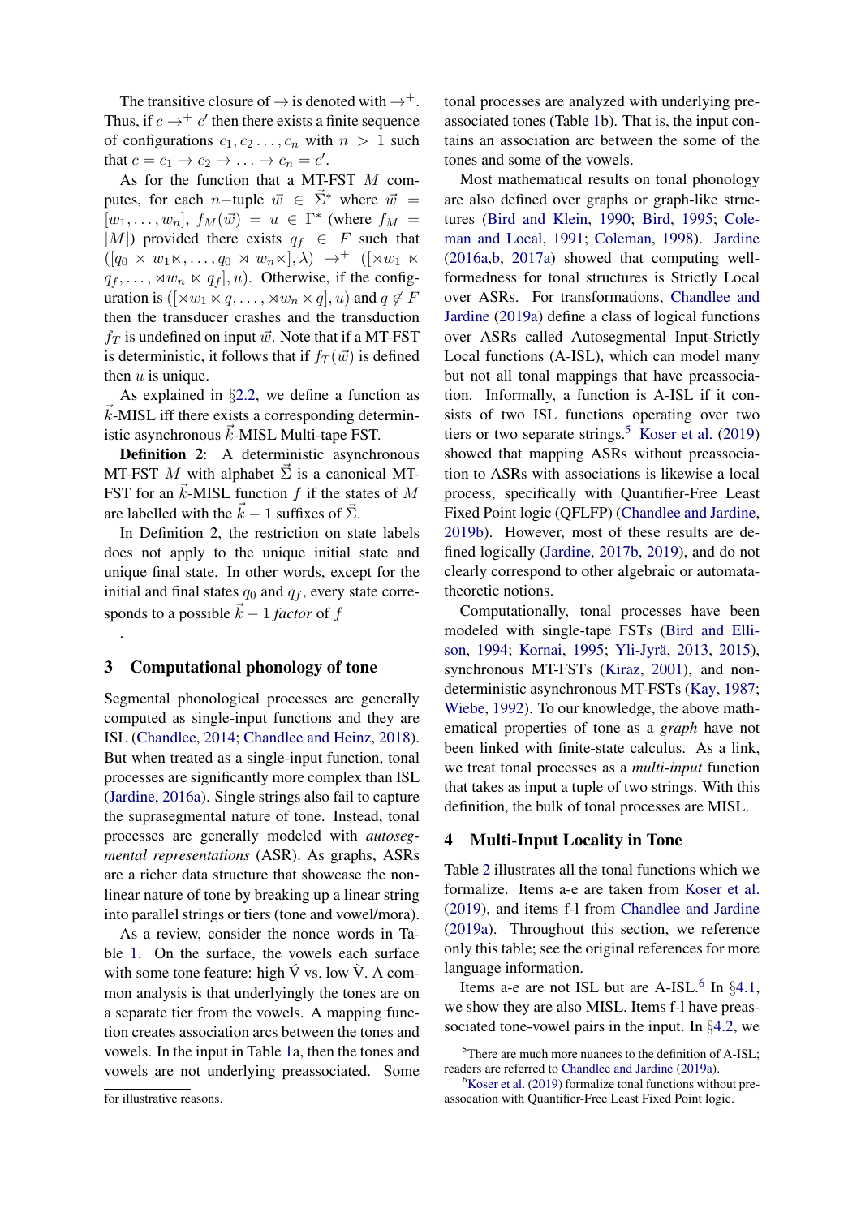The transitive closure of $\rightarrow$ is denoted with $\rightarrow^+$. Thus, if $c \rightarrow^+ c'$ then there exists a finite sequence of configurations $c_1, c_2 \ldots, c_n$ with $n > 1$ such that $c = c_1 \rightarrow c_2 \rightarrow \ldots \rightarrow c_n = c'$.

As for the function that a MT-FST $M$ computes, for each $n$−tuple $\vec{w} \in \vec{\Sigma}^*$ where $\vec{w} = [w_1, \ldots, w_n]$, $f_M(\vec{w}) = u \in \Gamma^*$ (where $f_M = |M|$) provided there exists $q_f \in F$ such that $([q_0 \rtimes w_1 \ltimes, \ldots, q_0 \rtimes w_n \ltimes], \lambda) \rightarrow^+ ([\rtimes w_1 \ltimes q_f, \ldots, \rtimes w_n \ltimes q_f], u)$. Otherwise, if the configuration is $([\rtimes w_1 \ltimes q, \ldots, \rtimes w_n \ltimes q], u)$ and $q \notin F$ then the transducer crashes and the transduction $f_T$ is undefined on input $\vec{w}$. Note that if a MT-FST is deterministic, it follows that if $f_T(\vec{w})$ is defined then $u$ is unique.

As explained in §2.2, we define a function as $\vec{k}$-MISL iff there exists a corresponding deterministic asynchronous $\vec{k}$-MISL Multi-tape FST.

**Definition 2**: A deterministic asynchronous MT-FST $M$ with alphabet $\vec{\Sigma}$ is a canonical MT-FST for an $\vec{k}$-MISL function $f$ if the states of $M$ are labelled with the $\vec{k} - 1$ suffixes of $\vec{\Sigma}$.

In Definition 2, the restriction on state labels does not apply to the unique initial state and unique final state. In other words, except for the initial and final states $q_0$ and $q_f$, every state corresponds to a possible $\vec{k} - 1$ *factor* of $f$

.

## 3 Computational phonology of tone

Segmental phonological processes are generally computed as single-input functions and they are ISL (Chandlee, 2014; Chandlee and Heinz, 2018). But when treated as a single-input function, tonal processes are significantly more complex than ISL (Jardine, 2016a). Single strings also fail to capture the suprasegmental nature of tone. Instead, tonal processes are generally modeled with *autosegmental representations* (ASR). As graphs, ASRs are a richer data structure that showcase the nonlinear nature of tone by breaking up a linear string into parallel strings or tiers (tone and vowel/mora).

As a review, consider the nonce words in Table 1. On the surface, the vowels each surface with some tone feature: high V́ vs. low V̀. A common analysis is that underlyingly the tones are on a separate tier from the vowels. A mapping function creates association arcs between the tones and vowels. In the input in Table 1a, then the tones and vowels are not underlying preassociated. Some tonal processes are analyzed with underlying preassociated tones (Table 1b). That is, the input contains an association arc between the some of the tones and some of the vowels.

Most mathematical results on tonal phonology are also defined over graphs or graph-like structures (Bird and Klein, 1990; Bird, 1995; Coleman and Local, 1991; Coleman, 1998). Jardine (2016a,b, 2017a) showed that computing well-formedness for tonal structures is Strictly Local over ASRs. For transformations, Chandlee and Jardine (2019a) define a class of logical functions over ASRs called Autosegmental Input-Strictly Local functions (A-ISL), which can model many but not all tonal mappings that have preassociation. Informally, a function is A-ISL if it consists of two ISL functions operating over two tiers or two separate strings.[5] Koser et al. (2019) showed that mapping ASRs without preassociation to ASRs with associations is likewise a local process, specifically with Quantifier-Free Least Fixed Point logic (QFLFP) (Chandlee and Jardine, 2019b). However, most of these results are defined logically (Jardine, 2017b, 2019), and do not clearly correspond to other algebraic or automata-theoretic notions.

Computationally, tonal processes have been modeled with single-tape FSTs (Bird and Ellison, 1994; Kornai, 1995; Yli-Jyrä, 2013, 2015), synchronous MT-FSTs (Kiraz, 2001), and nondeterministic asynchronous MT-FSTs (Kay, 1987; Wiebe, 1992). To our knowledge, the above mathematical properties of tone as a *graph* have not been linked with finite-state calculus. As a link, we treat tonal processes as a *multi-input* function that takes as input a tuple of two strings. With this definition, the bulk of tonal processes are MISL.

## 4 Multi-Input Locality in Tone

Table 2 illustrates all the tonal functions which we formalize. Items a-e are taken from Koser et al. (2019), and items f-l from Chandlee and Jardine (2019a). Throughout this section, we reference only this table; see the original references for more language information.

Items a-e are not ISL but are A-ISL.[6] In §4.1, we show they are also MISL. Items f-l have preassociated tone-vowel pairs in the input. In §4.2, we

---

for illustrative reasons.

[5] There are much more nuances to the definition of A-ISL; readers are referred to Chandlee and Jardine (2019a).

[6] Koser et al. (2019) formalize tonal functions without preassocation with Quantifier-Free Least Fixed Point logic.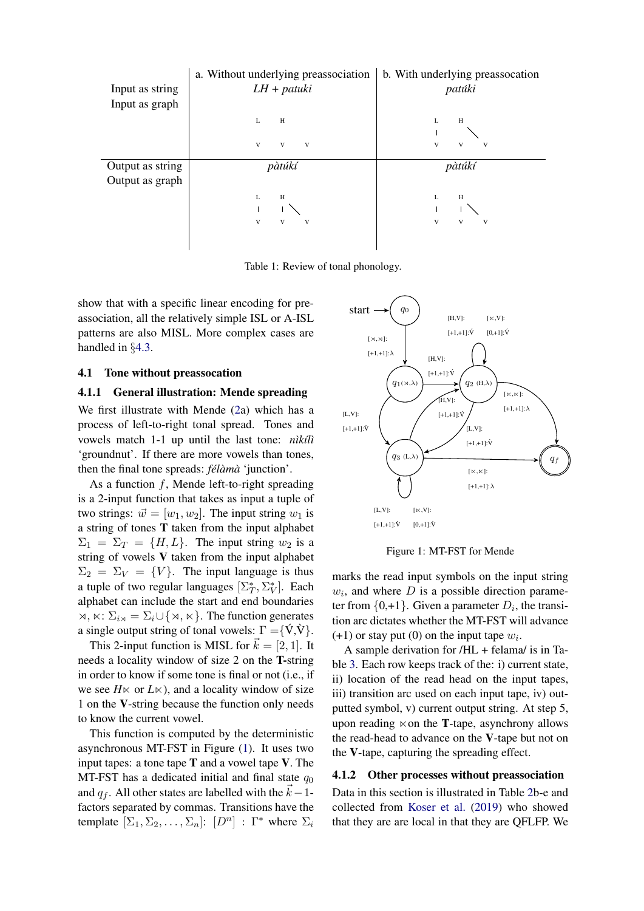| | a. Without underlying preassociation | b. With underlying preassocation |
|---|---|---|
| Input as string | *LH + patuki* | *patúki* |
| Input as graph | L H / V V V | L H / V V V |
| Output as string | *pàtúkí* | *pàtúkí* |
| Output as graph | L H / V V V | L H / V V V |

Table 1: Review of tonal phonology.

show that with a specific linear encoding for preassociation, all the relatively simple ISL or A-ISL patterns are also MISL. More complex cases are handled in §4.3.

### 4.1 Tone without preassocation

#### 4.1.1 General illustration: Mende spreading

We first illustrate with Mende (2a) which has a process of left-to-right tonal spread. Tones and vowels match 1-1 up until the last tone: *nìkílì* 'groundnut'. If there are more vowels than tones, then the final tone spreads: *félàmà* 'junction'.

As a function $f$, Mende left-to-right spreading is a 2-input function that takes as input a tuple of two strings: $\vec{w} = [w_1, w_2]$. The input string $w_1$ is a string of tones **T** taken from the input alphabet $\Sigma_1 = \Sigma_T = \{H, L\}$. The input string $w_2$ is a string of vowels **V** taken from the input alphabet $\Sigma_2 = \Sigma_V = \{V\}$. The input language is thus a tuple of two regular languages $[\Sigma_T^*, \Sigma_V^*]$. Each alphabet can include the start and end boundaries $\rtimes, \ltimes$: $\Sigma_{i\rtimes} = \Sigma_i \cup \{\rtimes, \ltimes\}$. The function generates a single output string of tonal vowels: $\Gamma = \{\acute{V}, \grave{V}\}$.

This 2-input function is MISL for $\vec{k} = [2, 1]$. It needs a locality window of size 2 on the **T**-string in order to know if some tone is final or not (i.e., if we see $H\ltimes$ or $L\ltimes$), and a locality window of size 1 on the **V**-string because the function only needs to know the current vowel.

This function is computed by the deterministic asynchronous MT-FST in Figure (1). It uses two input tapes: a tone tape **T** and a vowel tape **V**. The MT-FST has a dedicated initial and final state $q_0$ and $q_f$. All other states are labelled with the $\vec{k}-1$-factors separated by commas. Transitions have the template $[\Sigma_1, \Sigma_2, \ldots, \Sigma_n]$: $[D^n]$ : $\Gamma^*$ where $\Sigma_i$ marks the read input symbols on the input string $w_i$, and where $D$ is a possible direction parameter from {0,+1}. Given a parameter $D_i$, the transition arc dictates whether the MT-FST will advance (+1) or stay put (0) on the input tape $w_i$.

Figure 1: MT-FST for Mende

A sample derivation for /HL + felama/ is in Table 3. Each row keeps track of the: i) current state, ii) location of the read head on the input tapes, iii) transition arc used on each input tape, iv) outputted symbol, v) current output string. At step 5, upon reading $\ltimes$on the **T**-tape, asynchrony allows the read-head to advance on the **V**-tape but not on the **V**-tape, capturing the spreading effect.

#### 4.1.2 Other processes without preassociation

Data in this section is illustrated in Table 2b-e and collected from Koser et al. (2019) who showed that they are are local in that they are QFLFP. We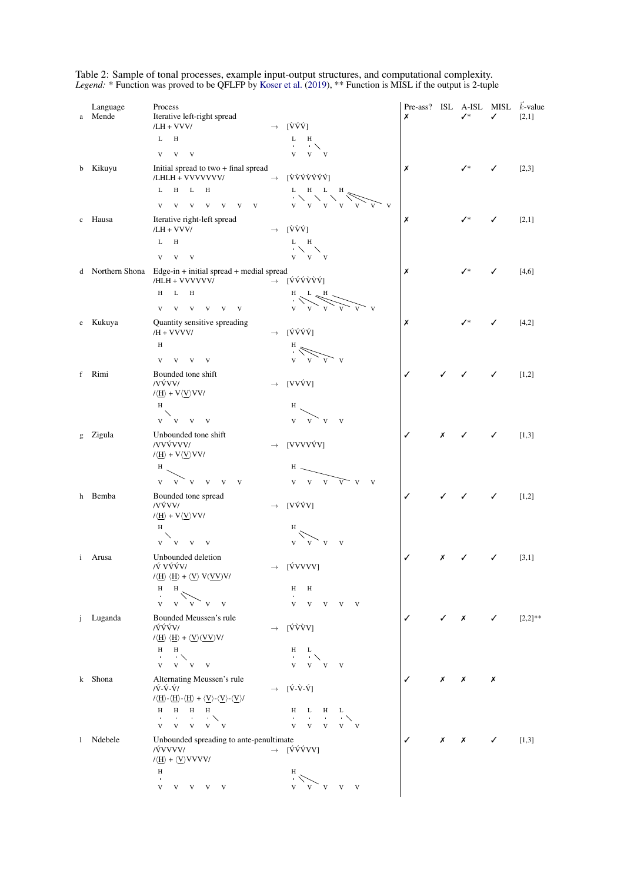Table 2: Sample of tonal processes, example input-output structures, and computational complexity.
*Legend:* * Function was proved to be QFLFP by Koser et al. (2019), ** Function is MISL if the output is 2-tuple

| | Language | Process | Input | | Output | Pre-ass? | ISL | A-ISL | MISL | $\vec{k}$-value |
|---|---|---|---|---|---|---|---|---|---|---|
| a | Mende | Iterative left-right spread | /LH + VVV/ | → | [V̀V́V́] | ✗ | | ✓* | ✓ | [2,1] |
| b | Kikuyu | Initial spread to two + final spread | /LHLH + VVVVVVV/ | → | [V̀V̀V́V̀V́V́V́] | ✗ | | ✓* | ✓ | [2,3] |
| c | Hausa | Iterative right-left spread | /LH + VVV/ | → | [V̀V̀V́] | ✗ | | ✓* | ✓ | [2,1] |
| d | Northern Shona | Edge-in + initial spread + medial spread | /HLH + VVVVVV/ | → | [V́V́V́V́V̀V́] | ✗ | | ✓* | ✓ | [4,6] |
| e | Kukuya | Quantity sensitive spreading | /H + VVVV/ | → | [V́V́V́V́] | ✗ | | ✓* | ✓ | [4,2] |
| f | Rimi | Bounded tone shift | /V́VVV/ <br> /⟨H⟩ + V⟨V⟩VV/ | → | [VV́VV] | ✓ | ✓ | ✓ | ✓ | [1,2] |
| g | Zigula | Unbounded tone shift | /VV́VVVV/ <br> /⟨H⟩ + V⟨V⟩VV/ | → | [VVVV́VV] | ✓ | ✗ | ✓ | ✓ | [1,3] |
| h | Bemba | Bounded tone spread | /V́VVV/ <br> /⟨H⟩ + V⟨V⟩VV/ | → | [V́V́VV] | ✓ | ✓ | ✓ | ✓ | [1,2] |
| i | Arusa | Unbounded deletion | /V́ VV́V́V/ <br> /⟨H⟩ ⟨H⟩ + ⟨V⟩ V(⟨VV⟩)V/ | → | [V́VVVV] | ✓ | ✗ | ✓ | ✓ | [3,1] |
| j | Luganda | Bounded Meussen's rule | /V́V́V́V/ <br> /⟨H⟩ ⟨H⟩ + ⟨V⟩(⟨VV⟩)V/ | → | [V́V̀V̀V] | ✓ | ✓ | ✗ | ✓ | [2,2]** |
| k | Shona | Alternating Meussen's rule | /V́-V́-V́/ <br> /⟨H⟩-⟨H⟩-⟨H⟩ + ⟨V⟩-⟨V⟩-⟨V⟩/ | → | [V́-V̀-V́] | ✓ | ✗ | ✗ | ✗ | |
| l | Ndebele | Unbounded spreading to ante-penultimate | /V́VVVV/ <br> /⟨H⟩ + ⟨V⟩VVVV/ | → | [V́V́V́VV] | ✓ | ✗ | ✗ | ✓ | [1,3] |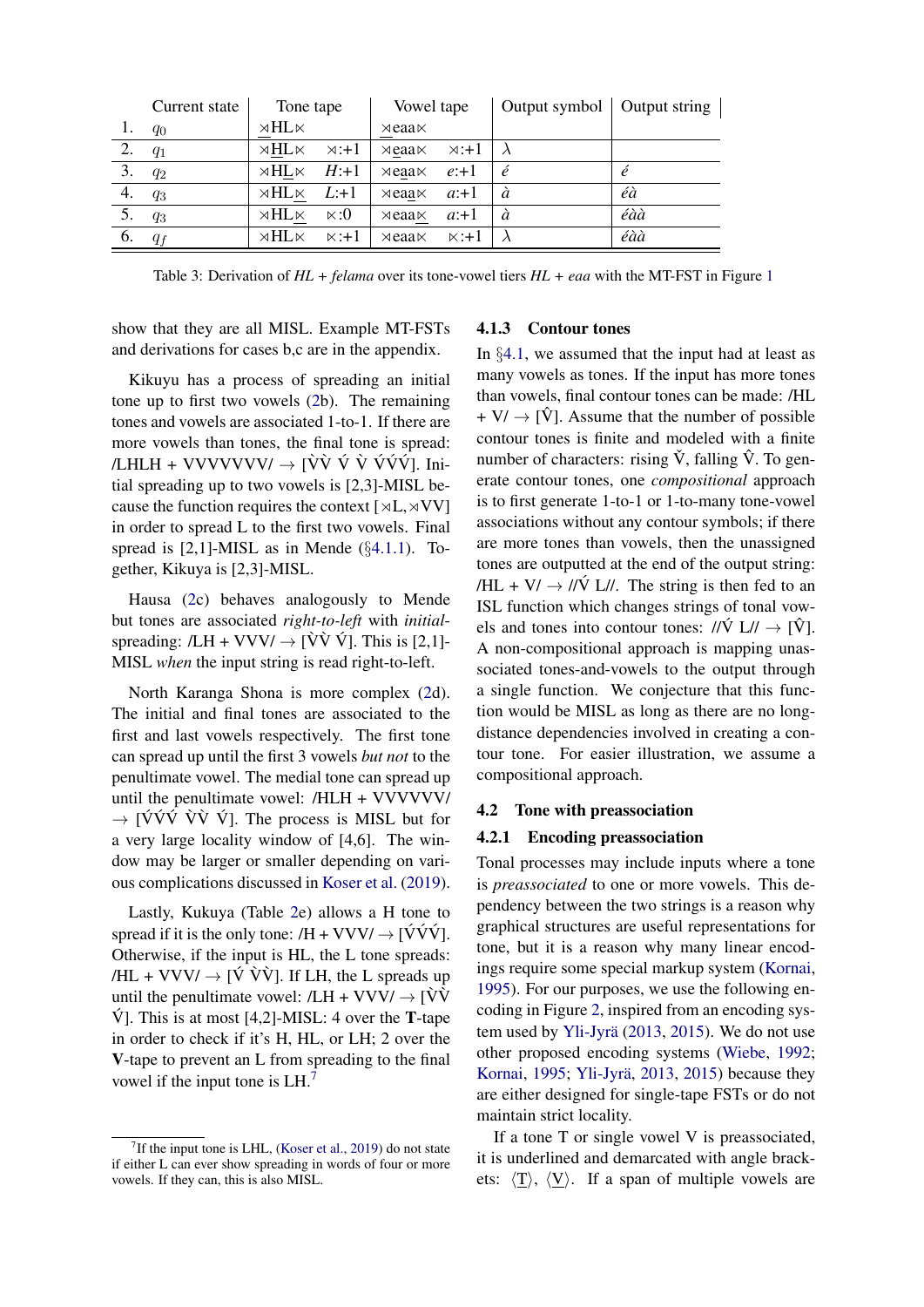|  | Current state | Tone tape |  | Vowel tape |  | Output symbol | Output string |
|---|---|---|---|---|---|---|---|
| 1. | $q_0$ | <u>⋊</u>HL⋉ |  | <u>⋊</u>eaa⋉ |  |  |  |
| 2. | $q_1$ | ⋊<u>H</u>L⋉ | ⋊:+1 | ⋊<u>e</u>aa⋉ | ⋊:+1 | $\lambda$ |  |
| 3. | $q_2$ | ⋊H<u>L</u>⋉ | *H*:+1 | ⋊e<u>a</u>a⋉ | *e*:+1 | *é* | *é* |
| 4. | $q_3$ | ⋊HL<u>⋉</u> | *L*:+1 | ⋊ea<u>a</u>⋉ | *a*:+1 | *à* | *éà* |
| 5. | $q_3$ | ⋊HL<u>⋉</u> | ⋉:0 | ⋊eaa<u>⋉</u> | *a*:+1 | *à* | *éàà* |
| 6. | $q_f$ | ⋊HL⋉ | ⋉:+1 | ⋊eaa⋉ | ⋉:+1 | $\lambda$ | *éàà* |

Table 3: Derivation of *HL* + *felama* over its tone-vowel tiers *HL* + *eaa* with the MT-FST in Figure 1

show that they are all MISL. Example MT-FSTs and derivations for cases b,c are in the appendix.

Kikuyu has a process of spreading an initial tone up to first two vowels (2b). The remaining tones and vowels are associated 1-to-1. If there are more vowels than tones, the final tone is spread: /LHLH + VVVVVVV/ → [V̀V̀ V́ V̀ V́V́V́]. Initial spreading up to two vowels is [2,3]-MISL because the function requires the context [⋊L, ⋊VV] in order to spread L to the first two vowels. Final spread is [2,1]-MISL as in Mende (§4.1.1). Together, Kikuyu is [2,3]-MISL.

Hausa (2c) behaves analogously to Mende but tones are associated *right-to-left* with *initial*-spreading: /LH + VVV/ → [V̀V̀ V́]. This is [2,1]-MISL *when* the input string is read right-to-left.

North Karanga Shona is more complex (2d). The initial and final tones are associated to the first and last vowels respectively. The first tone can spread up until the first 3 vowels *but not* to the penultimate vowel. The medial tone can spread up until the penultimate vowel: /HLH + VVVVVV/ → [V́V́V́ V̀V̀ V́]. The process is MISL but for a very large locality window of [4,6]. The window may be larger or smaller depending on various complications discussed in Koser et al. (2019).

Lastly, Kukuya (Table 2e) allows a H tone to spread if it is the only tone: /H + VVV/ → [V́V́V́]. Otherwise, if the input is HL, the L tone spreads: /HL + VVV/ → [V́ V̀V̀]. If LH, the L spreads up until the penultimate vowel: /LH + VVV/ → [V̀V̀ V́]. This is at most [4,2]-MISL: 4 over the **T**-tape in order to check if it's H, HL, or LH; 2 over the **V**-tape to prevent an L from spreading to the final vowel if the input tone is LH.[7]

[7]If the input tone is LHL, (Koser et al., 2019) do not state if either L can ever show spreading in words of four or more vowels. If they can, this is also MISL.

### 4.1.3 Contour tones

In §4.1, we assumed that the input had at least as many vowels as tones. If the input has more tones than vowels, final contour tones can be made: /HL + V/ → [V̂]. Assume that the number of possible contour tones is finite and modeled with a finite number of characters: rising V̌, falling V̂. To generate contour tones, one *compositional* approach is to first generate 1-to-1 or 1-to-many tone-vowel associations without any contour symbols; if there are more tones than vowels, then the unassigned tones are outputted at the end of the output string: /HL + V/ → //V́ L//. The string is then fed to an ISL function which changes strings of tonal vowels and tones into contour tones: //V́ L// → [V̂]. A non-compositional approach is mapping unassociated tones-and-vowels to the output through a single function. We conjecture that this function would be MISL as long as there are no long-distance dependencies involved in creating a contour tone. For easier illustration, we assume a compositional approach.

## 4.2 Tone with preassociation

### 4.2.1 Encoding preassociation

Tonal processes may include inputs where a tone is *preassociated* to one or more vowels. This dependency between the two strings is a reason why graphical structures are useful representations for tone, but it is a reason why many linear encodings require some special markup system (Kornai, 1995). For our purposes, we use the following encoding in Figure 2, inspired from an encoding system used by Yli-Jyrä (2013, 2015). We do not use other proposed encoding systems (Wiebe, 1992; Kornai, 1995; Yli-Jyrä, 2013, 2015) because they are either designed for single-tape FSTs or do not maintain strict locality.

If a tone T or single vowel V is preassociated, it is underlined and demarcated with angle brackets: ⟨<u>T</u>⟩, ⟨<u>V</u>⟩. If a span of multiple vowels are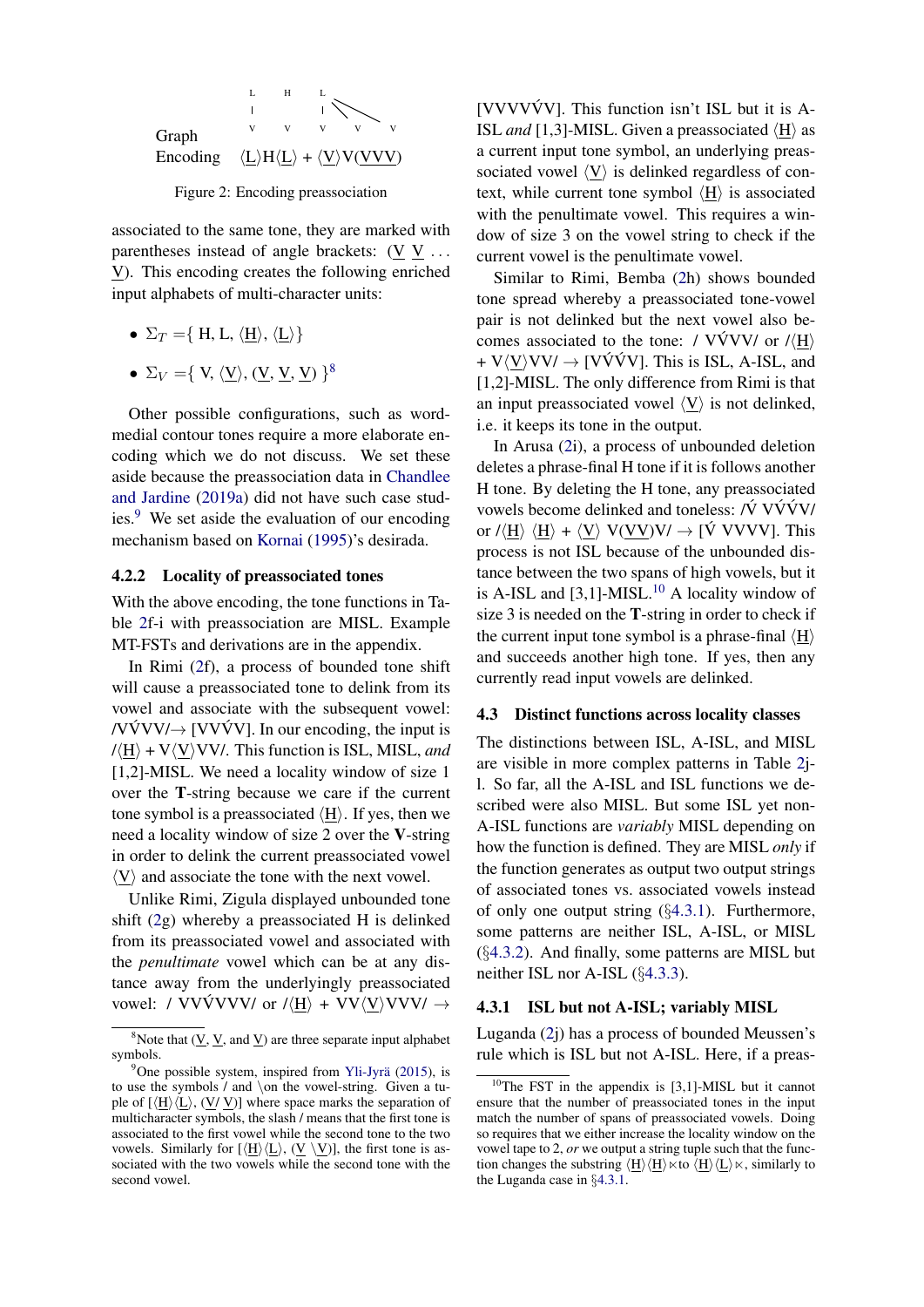Graph: L H L over V V V V V (with L linked to multiple V's)

Encoding ⟨L⟩H⟨L⟩ + ⟨V⟩V(VVV)

Figure 2: Encoding preassociation

associated to the same tone, they are marked with parentheses instead of angle brackets: (V V . . . V). This encoding creates the following enriched input alphabets of multi-character units:

- $\Sigma_T$ ={ H, L, ⟨H⟩, ⟨L⟩}
- $\Sigma_V$ ={ V, ⟨V⟩, (V, V, V) }[8]

Other possible configurations, such as word-medial contour tones require a more elaborate encoding which we do not discuss. We set these aside because the preassociation data in Chandlee and Jardine (2019a) did not have such case studies.[9] We set aside the evaluation of our encoding mechanism based on Kornai (1995)'s desirada.

#### 4.2.2 Locality of preassociated tones

With the above encoding, the tone functions in Table 2f-i with preassociation are MISL. Example MT-FSTs and derivations are in the appendix.

In Rimi (2f), a process of bounded tone shift will cause a preassociated tone to delink from its vowel and associate with the subsequent vowel: /VV́VV/→ [VVV́V]. In our encoding, the input is /⟨H⟩ + V⟨V⟩VV/. This function is ISL, MISL, *and* [1,2]-MISL. We need a locality window of size 1 over the **T**-string because we care if the current tone symbol is a preassociated ⟨H⟩. If yes, then we need a locality window of size 2 over the **V**-string in order to delink the current preassociated vowel ⟨V⟩ and associate the tone with the next vowel.

Unlike Rimi, Zigula displayed unbounded tone shift (2g) whereby a preassociated H is delinked from its preassociated vowel and associated with the *penultimate* vowel which can be at any distance away from the underlyingly preassociated vowel: / VV́VVVV/ or /⟨H⟩ + VV⟨V⟩VVV/ → [VVVVV́V]. This function isn't ISL but it is A-ISL *and* [1,3]-MISL. Given a preassociated ⟨H⟩ as a current input tone symbol, an underlying preassociated vowel ⟨V⟩ is delinked regardless of context, while current tone symbol ⟨H⟩ is associated with the penultimate vowel. This requires a window of size 3 on the vowel string to check if the current vowel is the penultimate vowel.

Similar to Rimi, Bemba (2h) shows bounded tone spread whereby a preassociated tone-vowel pair is not delinked but the next vowel also becomes associated to the tone: / VV́VV/ or /⟨H⟩ + V⟨V⟩VV/ → [VV́V́V]. This is ISL, A-ISL, and [1,2]-MISL. The only difference from Rimi is that an input preassociated vowel ⟨V⟩ is not delinked, i.e. it keeps its tone in the output.

In Arusa (2i), a process of unbounded deletion deletes a phrase-final H tone if it is follows another H tone. By deleting the H tone, any preassociated vowels become delinked and toneless: /V́ VV́V́V/ or /⟨H⟩ ⟨H⟩ + ⟨V⟩ V(VV)V/ → [V́ VVVV]. This process is not ISL because of the unbounded distance between the two spans of high vowels, but it is A-ISL and [3,1]-MISL.[10] A locality window of size 3 is needed on the **T**-string in order to check if the current input tone symbol is a phrase-final ⟨H⟩ and succeeds another high tone. If yes, then any currently read input vowels are delinked.

### 4.3 Distinct functions across locality classes

The distinctions between ISL, A-ISL, and MISL are visible in more complex patterns in Table 2j-l. So far, all the A-ISL and ISL functions we described were also MISL. But some ISL yet non-A-ISL functions are *variably* MISL depending on how the function is defined. They are MISL *only* if the function generates as output two output strings of associated tones vs. associated vowels instead of only one output string (§4.3.1). Furthermore, some patterns are neither ISL, A-ISL, or MISL (§4.3.2). And finally, some patterns are MISL but neither ISL nor A-ISL (§4.3.3).

#### 4.3.1 ISL but not A-ISL; variably MISL

Luganda (2j) has a process of bounded Meussen's rule which is ISL but not A-ISL. Here, if a preas-

---

[8] Note that (V, V, and V) are three separate input alphabet symbols.

[9] One possible system, inspired from Yli-Jyrä (2015), is to use the symbols / and \ on the vowel-string. Given a tuple of [⟨H⟩⟨L⟩, (V/ V)] where space marks the separation of multicharacter symbols, the slash / means that the first tone is associated to the first vowel while the second tone to the two vowels. Similarly for [⟨H⟩⟨L⟩, (V \V)], the first tone is associated with the two vowels while the second tone with the second vowel.

[10] The FST in the appendix is [3,1]-MISL but it cannot ensure that the number of preassociated tones in the input match the number of spans of preassociated vowels. Doing so requires that we either increase the locality window on the vowel tape to 2, *or* we output a string tuple such that the function changes the substring ⟨H⟩⟨H⟩⋉to ⟨H⟩⟨L⟩⋉, similarly to the Luganda case in §4.3.1.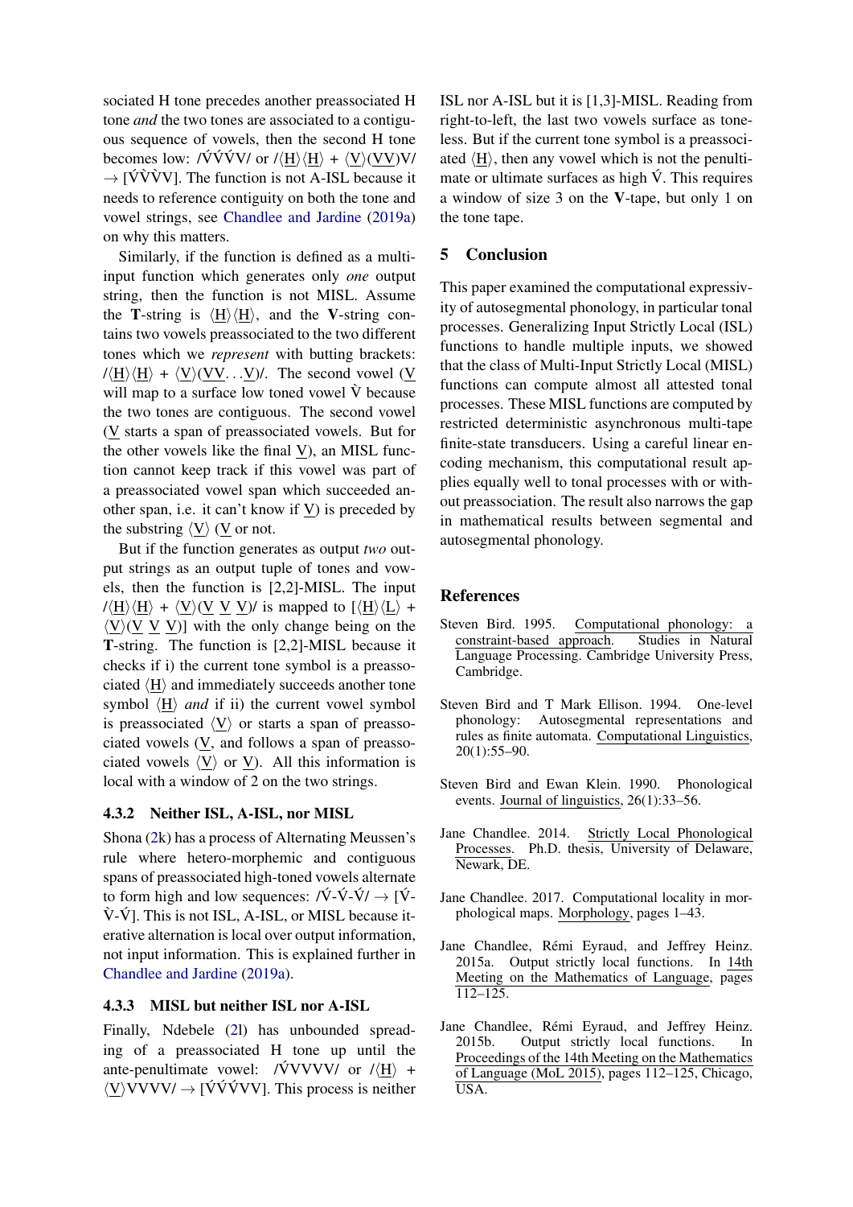sociated H tone precedes another preassociated H tone *and* the two tones are associated to a contiguous sequence of vowels, then the second H tone becomes low: /V́V́V́V/ or /⟨H̲⟩⟨H̲⟩ + ⟨V̲⟩(V̲V̲)V/ → [V́V̀V̀V]. The function is not A-ISL because it needs to reference contiguity on both the tone and vowel strings, see Chandlee and Jardine (2019a) on why this matters.

Similarly, if the function is defined as a multi-input function which generates only *one* output string, then the function is not MISL. Assume the **T**-string is ⟨H̲⟩⟨H̲⟩, and the **V**-string contains two vowels preassociated to the two different tones which we *represent* with butting brackets: /⟨H̲⟩⟨H̲⟩ + ⟨V̲⟩(V̲V̲...V̲)/. The second vowel (V̲ will map to a surface low toned vowel V̀ because the two tones are contiguous. The second vowel (V̲ starts a span of preassociated vowels. But for the other vowels like the final V̲), an MISL function cannot keep track if this vowel was part of a preassociated vowel span which succeeded another span, i.e. it can't know if V̲) is preceded by the substring ⟨V̲⟩ (V̲ or not.

But if the function generates as output *two* output strings as an output tuple of tones and vowels, then the function is [2,2]-MISL. The input /⟨H̲⟩⟨H̲⟩ + ⟨V̲⟩(V̲ V̲ V̲)/ is mapped to [⟨H̲⟩⟨L̲⟩ + ⟨V̲⟩(V̲ V̲ V̲)] with the only change being on the **T**-string. The function is [2,2]-MISL because it checks if i) the current tone symbol is a preassociated ⟨H̲⟩ and immediately succeeds another tone symbol ⟨H̲⟩ *and* if ii) the current vowel symbol is preassociated ⟨V̲⟩ or starts a span of preassociated vowels (V̲, and follows a span of preassociated vowels ⟨V̲⟩ or V̲). All this information is local with a window of 2 on the two strings.

#### 4.3.2 Neither ISL, A-ISL, nor MISL

Shona (2k) has a process of Alternating Meussen's rule where hetero-morphemic and contiguous spans of preassociated high-toned vowels alternate to form high and low sequences: /V́-V́-V́/ → [V́-V̀-V́]. This is not ISL, A-ISL, or MISL because iterative alternation is local over output information, not input information. This is explained further in Chandlee and Jardine (2019a).

#### 4.3.3 MISL but neither ISL nor A-ISL

Finally, Ndebele (2l) has unbounded spreading of a preassociated H tone up until the ante-penultimate vowel: /V́VVVV/ or /⟨H̲⟩ + ⟨V̲⟩VVVV/ → [V́V́V́VV]. This process is neither ISL nor A-ISL but it is [1,3]-MISL. Reading from right-to-left, the last two vowels surface as toneless. But if the current tone symbol is a preassociated ⟨H̲⟩, then any vowel which is not the penultimate or ultimate surfaces as high V́. This requires a window of size 3 on the **V**-tape, but only 1 on the tone tape.

## 5 Conclusion

This paper examined the computational expressivity of autosegmental phonology, in particular tonal processes. Generalizing Input Strictly Local (ISL) functions to handle multiple inputs, we showed that the class of Multi-Input Strictly Local (MISL) functions can compute almost all attested tonal processes. These MISL functions are computed by restricted deterministic asynchronous multi-tape finite-state transducers. Using a careful linear encoding mechanism, this computational result applies equally well to tonal processes with or without preassociation. The result also narrows the gap in mathematical results between segmental and autosegmental phonology.

## References

Steven Bird. 1995. Computational phonology: a constraint-based approach. Studies in Natural Language Processing. Cambridge University Press, Cambridge.

Steven Bird and T Mark Ellison. 1994. One-level phonology: Autosegmental representations and rules as finite automata. Computational Linguistics, 20(1):55–90.

Steven Bird and Ewan Klein. 1990. Phonological events. Journal of linguistics, 26(1):33–56.

Jane Chandlee. 2014. Strictly Local Phonological Processes. Ph.D. thesis, University of Delaware, Newark, DE.

Jane Chandlee. 2017. Computational locality in morphological maps. Morphology, pages 1–43.

Jane Chandlee, Rémi Eyraud, and Jeffrey Heinz. 2015a. Output strictly local functions. In 14th Meeting on the Mathematics of Language, pages 112–125.

Jane Chandlee, Rémi Eyraud, and Jeffrey Heinz. 2015b. Output strictly local functions. In Proceedings of the 14th Meeting on the Mathematics of Language (MoL 2015), pages 112–125, Chicago, USA.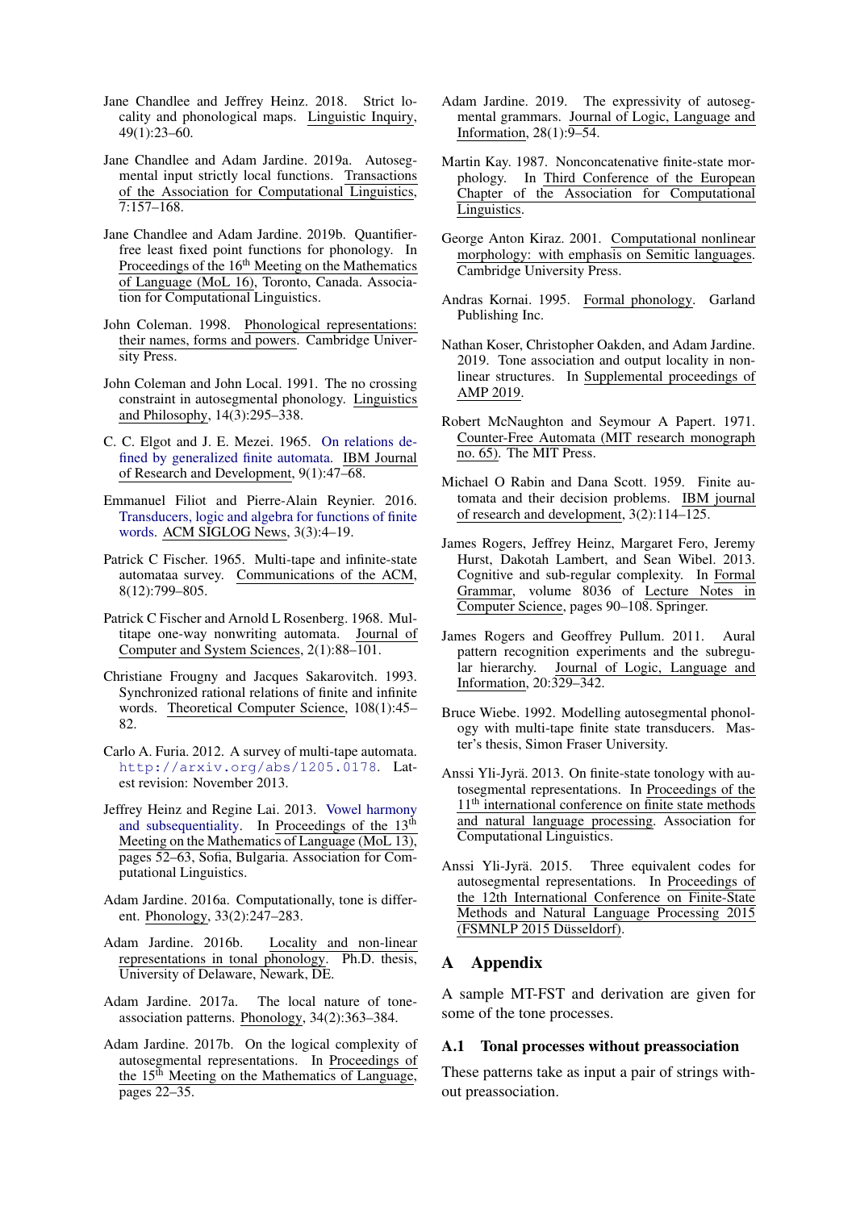Jane Chandlee and Jeffrey Heinz. 2018. Strict locality and phonological maps. Linguistic Inquiry, 49(1):23–60.

Jane Chandlee and Adam Jardine. 2019a. Autosegmental input strictly local functions. Transactions of the Association for Computational Linguistics, 7:157–168.

Jane Chandlee and Adam Jardine. 2019b. Quantifier-free least fixed point functions for phonology. In Proceedings of the 16th Meeting on the Mathematics of Language (MoL 16), Toronto, Canada. Association for Computational Linguistics.

John Coleman. 1998. Phonological representations: their names, forms and powers. Cambridge University Press.

John Coleman and John Local. 1991. The no crossing constraint in autosegmental phonology. Linguistics and Philosophy, 14(3):295–338.

C. C. Elgot and J. E. Mezei. 1965. On relations defined by generalized finite automata. IBM Journal of Research and Development, 9(1):47–68.

Emmanuel Filiot and Pierre-Alain Reynier. 2016. Transducers, logic and algebra for functions of finite words. ACM SIGLOG News, 3(3):4–19.

Patrick C Fischer. 1965. Multi-tape and infinite-state automataa survey. Communications of the ACM, 8(12):799–805.

Patrick C Fischer and Arnold L Rosenberg. 1968. Multitape one-way nonwriting automata. Journal of Computer and System Sciences, 2(1):88–101.

Christiane Frougny and Jacques Sakarovitch. 1993. Synchronized rational relations of finite and infinite words. Theoretical Computer Science, 108(1):45–82.

Carlo A. Furia. 2012. A survey of multi-tape automata. http://arxiv.org/abs/1205.0178. Latest revision: November 2013.

Jeffrey Heinz and Regine Lai. 2013. Vowel harmony and subsequentiality. In Proceedings of the 13th Meeting on the Mathematics of Language (MoL 13), pages 52–63, Sofia, Bulgaria. Association for Computational Linguistics.

Adam Jardine. 2016a. Computationally, tone is different. Phonology, 33(2):247–283.

Adam Jardine. 2016b. Locality and non-linear representations in tonal phonology. Ph.D. thesis, University of Delaware, Newark, DE.

Adam Jardine. 2017a. The local nature of tone-association patterns. Phonology, 34(2):363–384.

Adam Jardine. 2017b. On the logical complexity of autosegmental representations. In Proceedings of the 15th Meeting on the Mathematics of Language, pages 22–35.

Adam Jardine. 2019. The expressivity of autosegmental grammars. Journal of Logic, Language and Information, 28(1):9–54.

Martin Kay. 1987. Nonconcatenative finite-state morphology. In Third Conference of the European Chapter of the Association for Computational Linguistics.

George Anton Kiraz. 2001. Computational nonlinear morphology: with emphasis on Semitic languages. Cambridge University Press.

Andras Kornai. 1995. Formal phonology. Garland Publishing Inc.

Nathan Koser, Christopher Oakden, and Adam Jardine. 2019. Tone association and output locality in non-linear structures. In Supplemental proceedings of AMP 2019.

Robert McNaughton and Seymour A Papert. 1971. Counter-Free Automata (MIT research monograph no. 65). The MIT Press.

Michael O Rabin and Dana Scott. 1959. Finite automata and their decision problems. IBM journal of research and development, 3(2):114–125.

James Rogers, Jeffrey Heinz, Margaret Fero, Jeremy Hurst, Dakotah Lambert, and Sean Wibel. 2013. Cognitive and sub-regular complexity. In Formal Grammar, volume 8036 of Lecture Notes in Computer Science, pages 90–108. Springer.

James Rogers and Geoffrey Pullum. 2011. Aural pattern recognition experiments and the subregular hierarchy. Journal of Logic, Language and Information, 20:329–342.

Bruce Wiebe. 1992. Modelling autosegmental phonology with multi-tape finite state transducers. Master's thesis, Simon Fraser University.

Anssi Yli-Jyrä. 2013. On finite-state tonology with autosegmental representations. In Proceedings of the 11th international conference on finite state methods and natural language processing. Association for Computational Linguistics.

Anssi Yli-Jyrä. 2015. Three equivalent codes for autosegmental representations. In Proceedings of the 12th International Conference on Finite-State Methods and Natural Language Processing 2015 (FSMNLP 2015 Düsseldorf).

## A Appendix

A sample MT-FST and derivation are given for some of the tone processes.

### A.1 Tonal processes without preassociation

These patterns take as input a pair of strings without preassociation.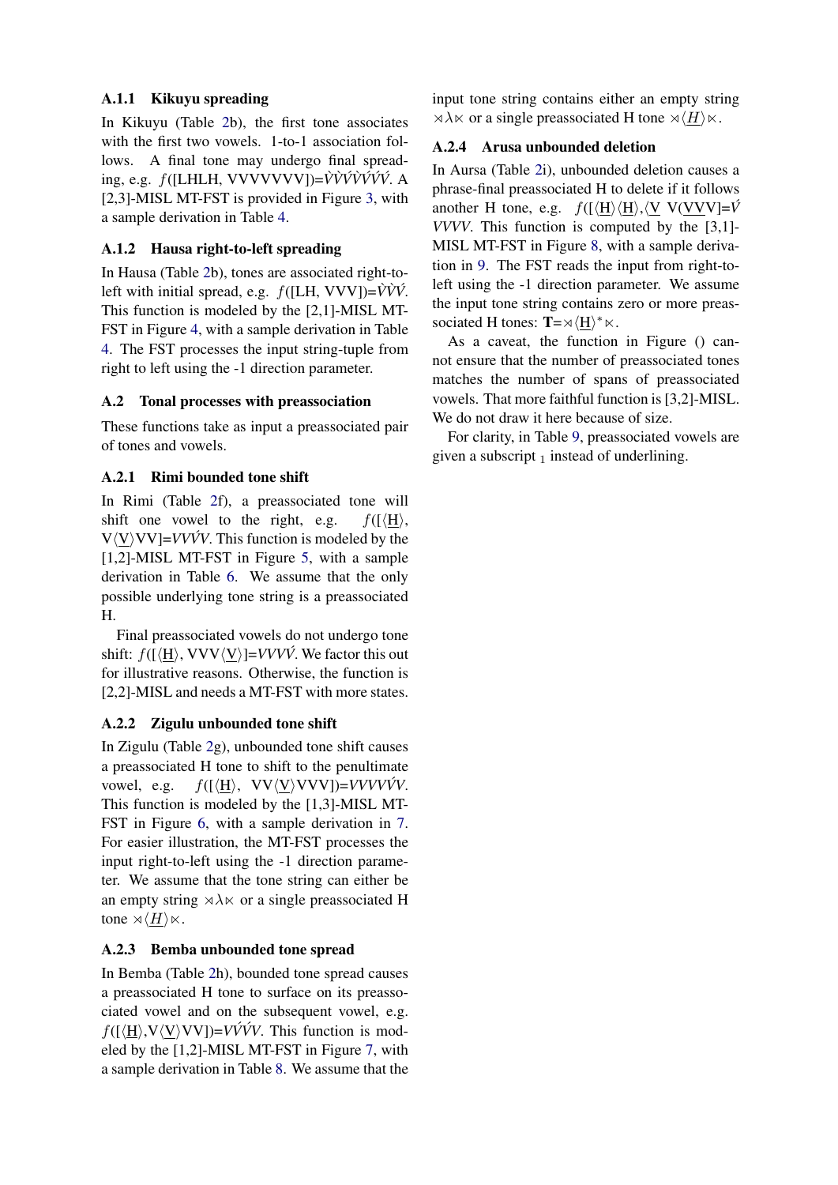### A.1.1 Kikuyu spreading

In Kikuyu (Table 2b), the first tone associates with the first two vowels. 1-to-1 association follows. A final tone may undergo final spreading, e.g. $f$([LHLH, VVVVVVV])=*V̀V̀V́V̀V́V́V́*. A [2,3]-MISL MT-FST is provided in Figure 3, with a sample derivation in Table 4.

### A.1.2 Hausa right-to-left spreading

In Hausa (Table 2b), tones are associated right-to-left with initial spread, e.g. $f$([LH, VVV])=*V̀V̀V́*. This function is modeled by the [2,1]-MISL MT-FST in Figure 4, with a sample derivation in Table 4. The FST processes the input string-tuple from right to left using the -1 direction parameter.

## A.2 Tonal processes with preassociation

These functions take as input a preassociated pair of tones and vowels.

### A.2.1 Rimi bounded tone shift

In Rimi (Table 2f), a preassociated tone will shift one vowel to the right, e.g. $f$([⟨<u>H</u>⟩, V⟨<u>V</u>⟩VV]=*VVV́V*. This function is modeled by the [1,2]-MISL MT-FST in Figure 5, with a sample derivation in Table 6. We assume that the only possible underlying tone string is a preassociated H.

Final preassociated vowels do not undergo tone shift: $f$([⟨<u>H</u>⟩, VVV⟨<u>V</u>⟩]=*VVVV́*. We factor this out for illustrative reasons. Otherwise, the function is [2,2]-MISL and needs a MT-FST with more states.

### A.2.2 Zigulu unbounded tone shift

In Zigulu (Table 2g), unbounded tone shift causes a preassociated H tone to shift to the penultimate vowel, e.g. $f$([⟨<u>H</u>⟩, VV⟨<u>V</u>⟩VVV])=*VVVVV́V*. This function is modeled by the [1,3]-MISL MT-FST in Figure 6, with a sample derivation in 7. For easier illustration, the MT-FST processes the input right-to-left using the -1 direction parameter. We assume that the tone string can either be an empty string ⋊λ⋉ or a single preassociated H tone ⋊⟨<u>*H*</u>⟩⋉.

### A.2.3 Bemba unbounded tone spread

In Bemba (Table 2h), bounded tone spread causes a preassociated H tone to surface on its preassociated vowel and on the subsequent vowel, e.g. $f$([⟨<u>H</u>⟩,V⟨<u>V</u>⟩VV])=*VV́V́V*. This function is modeled by the [1,2]-MISL MT-FST in Figure 7, with a sample derivation in Table 8. We assume that the input tone string contains either an empty string ⋊λ⋉ or a single preassociated H tone ⋊⟨<u>*H*</u>⟩⋉.

### A.2.4 Arusa unbounded deletion

In Aursa (Table 2i), unbounded deletion causes a phrase-final preassociated H to delete if it follows another H tone, e.g. $f$([⟨<u>H</u>⟩⟨<u>H</u>⟩,⟨<u>V</u> V(<u>VVV</u>]=*V́ VVVV*. This function is computed by the [3,1]-MISL MT-FST in Figure 8, with a sample derivation in 9. The FST reads the input from right-to-left using the -1 direction parameter. We assume the input tone string contains zero or more preassociated H tones: **T**=⋊⟨<u>H</u>⟩$^*$⋉.

As a caveat, the function in Figure () cannot ensure that the number of preassociated tones matches the number of spans of preassociated vowels. That more faithful function is [3,2]-MISL. We do not draw it here because of size.

For clarity, in Table 9, preassociated vowels are given a subscript $_1$ instead of underlining.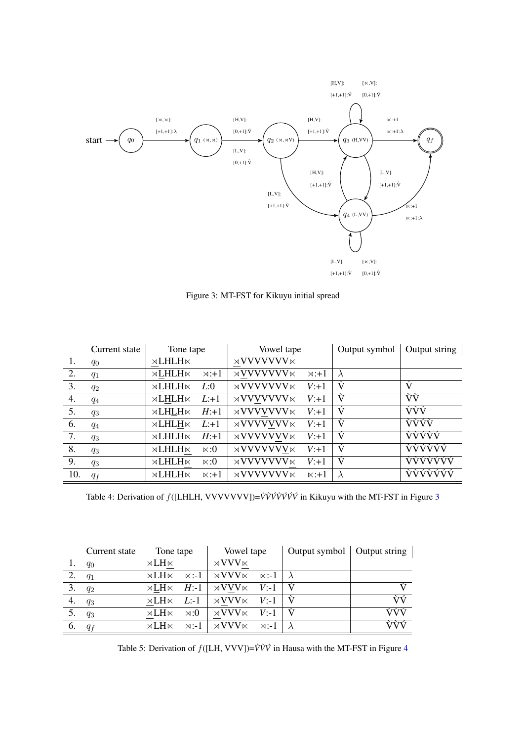Figure 3: MT-FST for Kikuyu initial spread

|  | Current state | Tone tape |  | Vowel tape |  | Output symbol | Output string |
|---|---|---|---|---|---|---|---|
| 1. | $q_0$ | ⋊LHLH⋉ |  | ⋊VVVVVVV⋉ |  |  |  |
| 2. | $q_1$ | ⋊LHLH⋉ | ⋊:+1 | ⋊VVVVVVV⋉ | ⋊:+1 | $\lambda$ |  |
| 3. | $q_2$ | ⋊LHLH⋉ | *L*:0 | ⋊VVVVVVV⋉ | *V*:+1 | V̀ | V̀ |
| 4. | $q_4$ | ⋊LHLH⋉ | *L*:+1 | ⋊VVVVVVV⋉ | *V*:+1 | V̀ | V̀V̀ |
| 5. | $q_3$ | ⋊LHLH⋉ | *H*:+1 | ⋊VVVVVVV⋉ | *V*:+1 | V́ | V̀V̀V́ |
| 6. | $q_4$ | ⋊LHLH⋉ | *L*:+1 | ⋊VVVVVVV⋉ | *V*:+1 | V̀ | V̀V̀V́V̀ |
| 7. | $q_3$ | ⋊LHLH⋉ | *H*:+1 | ⋊VVVVVVV⋉ | *V*:+1 | V́ | V̀V̀V́V̀V́ |
| 8. | $q_3$ | ⋊LHLH⋉ | ⋉:0 | ⋊VVVVVVV⋉ | *V*:+1 | V́ | V̀V̀V́V̀V́V́ |
| 9. | $q_3$ | ⋊LHLH⋉ | ⋉:0 | ⋊VVVVVVV⋉ | *V*:+1 | V́ | V̀V̀V́V̀V́V́V́ |
| 10. | $q_f$ | ⋊LHLH⋉ | ⋉:+1 | ⋊VVVVVVV⋉ | ⋉:+1 | $\lambda$ | V̀V̀V́V̀V́V́V́ |

Table 4: Derivation of $f$([LHLH, VVVVVVV])=V̀V̀V́V̀V́V́V́ in Kikuyu with the MT-FST in Figure 3

|  | Current state | Tone tape |  | Vowel tape |  | Output symbol | Output string |
|---|---|---|---|---|---|---|---|
| 1. | $q_0$ | ⋊LH⋉ |  | ⋊VVV⋉ |  |  |  |
| 2. | $q_1$ | ⋊LH⋉ | ⋉:-1 | ⋊VVV⋉ | ⋉:-1 | $\lambda$ |  |
| 3. | $q_2$ | ⋊LH⋉ | *H*:-1 | ⋊VVV⋉ | *V*:-1 | V́ | V́ |
| 4. | $q_3$ | ⋊LH⋉ | *L*:-1 | ⋊VVV⋉ | *V*:-1 | V̀ | V̀V́ |
| 5. | $q_3$ | ⋊LH⋉ | ⋊:0 | ⋊VVV⋉ | *V*:-1 | V̀ | V̀V̀V́ |
| 6. | $q_f$ | ⋊LH⋉ | ⋊:-1 | ⋊VVV⋉ | ⋊:-1 | $\lambda$ | V̀V̀V́ |

Table 5: Derivation of $f$([LH, VVV])=V̀V̀V́ in Hausa with the MT-FST in Figure 4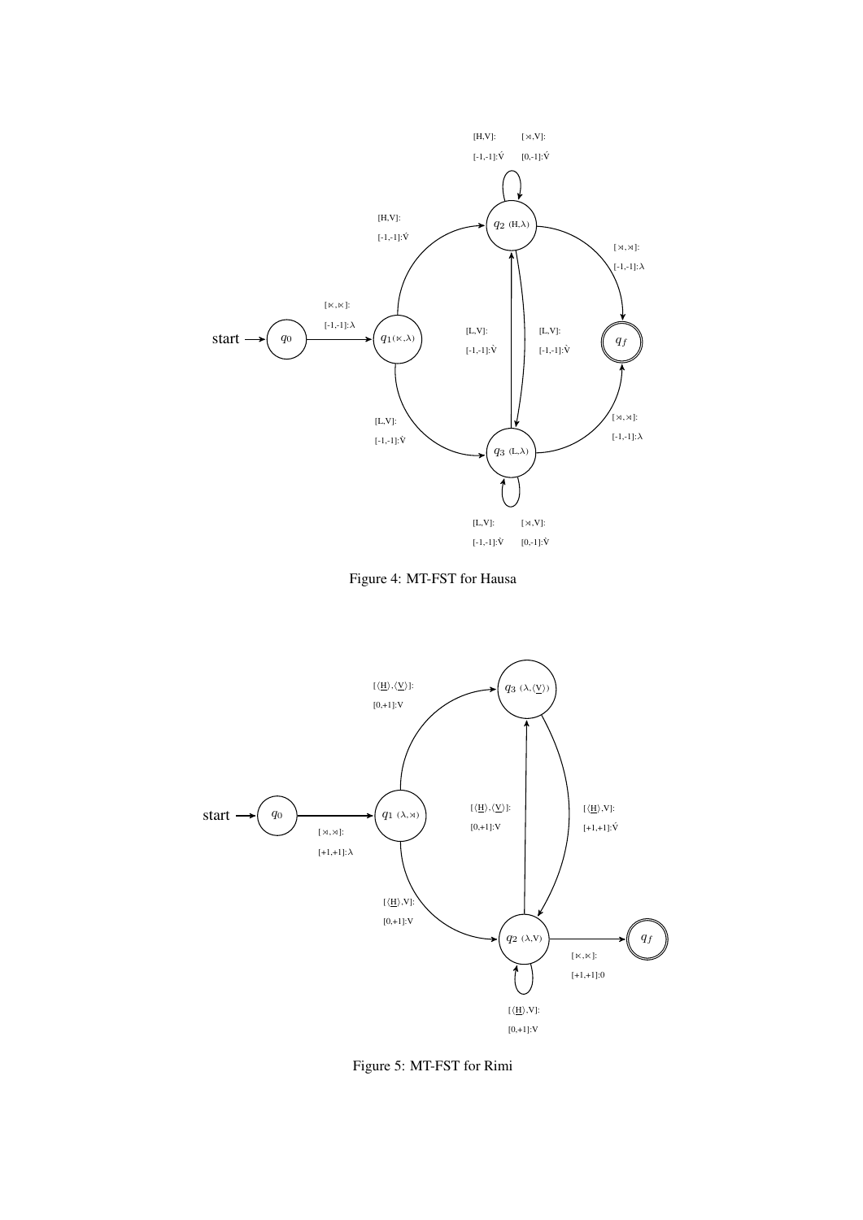Figure 4: MT-FST for Hausa

Figure 5: MT-FST for Rimi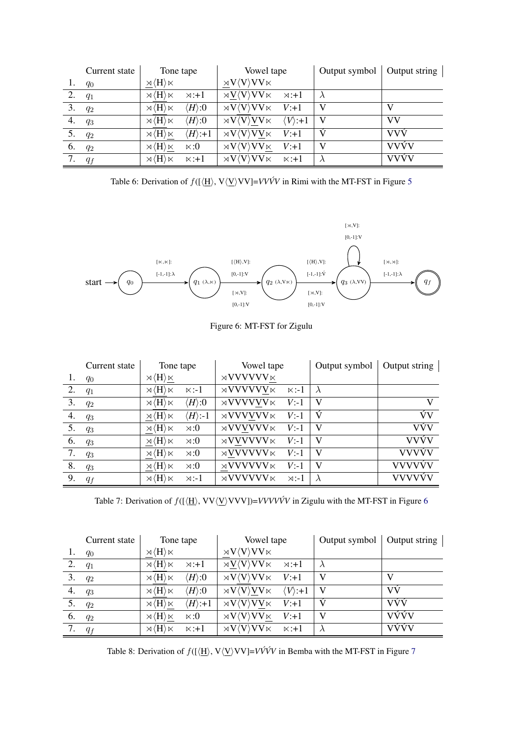| | Current state | Tone tape | | Vowel tape | | Output symbol | Output string |
|---|---|---|---|---|---|---|---|
| 1. | $q_0$ | ⋊⟨H⟩⋉ | | ⋊V⟨V⟩VV⋉ | | | |
| 2. | $q_1$ | ⋊⟨H⟩⋉ | ⋊:+1 | ⋊V⟨V⟩VV⋉ | ⋊:+1 | $\lambda$ | |
| 3. | $q_2$ | ⋊⟨H⟩⋉ | ⟨H⟩:0 | ⋊V⟨V⟩VV⋉ | V:+1 | V | V |
| 4. | $q_3$ | ⋊⟨H⟩⋉ | ⟨H⟩:0 | ⋊V⟨V⟩VV⋉ | ⟨V⟩:+1 | V | VV |
| 5. | $q_2$ | ⋊⟨H⟩⋉ | ⟨H⟩:+1 | ⋊V⟨V⟩VV⋉ | V:+1 | V́ | VVV́ |
| 6. | $q_2$ | ⋊⟨H⟩⋉ | ⋉:0 | ⋊V⟨V⟩VV⋉ | V:+1 | V | VVV́V |
| 7. | $q_f$ | ⋊⟨H⟩⋉ | ⋉:+1 | ⋊V⟨V⟩VV⋉ | ⋉:+1 | $\lambda$ | VVV́V |

Table 6: Derivation of $f$([⟨H⟩, V⟨V⟩VV]=*VVV́V* in Rimi with the MT-FST in Figure 5

start → $q_0$ —[⋉,⋉]: [-1,-1]:λ→ $q_1$ (λ,⋉) —[⟨H⟩,V]: [0,-1]:V / [⋊,V]: [0,-1]:V→ $q_2$ (λ,V⋉) —[⟨H⟩,V]: [-1,-1]:V́ / [⋊,V]: [0,-1]:V→ $q_3$ (λ,VV) (loop [⋊,V]: [0,-1]:V) —[⋊,⋊]: [-1,-1]:λ→ $q_f$

Figure 6: MT-FST for Zigulu

| | Current state | Tone tape | | Vowel tape | | Output symbol | Output string |
|---|---|---|---|---|---|---|---|
| 1. | $q_0$ | ⋊⟨H⟩⋉ | | ⋊VVVVVV⋉ | | | |
| 2. | $q_1$ | ⋊⟨H⟩⋉ | ⋉:-1 | ⋊VVVVVV⋉ | ⋉:-1 | $\lambda$ | |
| 3. | $q_2$ | ⋊⟨H⟩⋉ | ⟨H⟩:0 | ⋊VVVVVV⋉ | V:-1 | V | V |
| 4. | $q_3$ | ⋊⟨H⟩⋉ | ⟨H⟩:-1 | ⋊VVVVVV⋉ | V:-1 | V́ | V́V |
| 5. | $q_3$ | ⋊⟨H⟩⋉ | ⋊:0 | ⋊VVVVVV⋉ | V:-1 | V | VV́V |
| 6. | $q_3$ | ⋊⟨H⟩⋉ | ⋊:0 | ⋊VVVVVV⋉ | V:-1 | V | VVV́V |
| 7. | $q_3$ | ⋊⟨H⟩⋉ | ⋊:0 | ⋊VVVVVV⋉ | V:-1 | V | VVVV́V |
| 8. | $q_3$ | ⋊⟨H⟩⋉ | ⋊:0 | ⋊VVVVVV⋉ | V:-1 | V | VVVVV́V |
| 9. | $q_f$ | ⋊⟨H⟩⋉ | ⋊:-1 | ⋊VVVVVV⋉ | ⋊:-1 | $\lambda$ | VVVVV́V |

Table 7: Derivation of $f$([⟨H⟩, VV⟨V⟩VVV])=*VVVVV́V* in Zigulu with the MT-FST in Figure 6

| | Current state | Tone tape | | Vowel tape | | Output symbol | Output string |
|---|---|---|---|---|---|---|---|
| 1. | $q_0$ | ⋊⟨H⟩⋉ | | ⋊V⟨V⟩VV⋉ | | | |
| 2. | $q_1$ | ⋊⟨H⟩⋉ | ⋊:+1 | ⋊V⟨V⟩VV⋉ | ⋊:+1 | $\lambda$ | |
| 3. | $q_2$ | ⋊⟨H⟩⋉ | ⟨H⟩:0 | ⋊V⟨V⟩VV⋉ | V:+1 | V | V |
| 4. | $q_3$ | ⋊⟨H⟩⋉ | ⟨H⟩:0 | ⋊V⟨V⟩VV⋉ | ⟨V⟩:+1 | V | VV́ |
| 5. | $q_2$ | ⋊⟨H⟩⋉ | ⟨H⟩:+1 | ⋊V⟨V⟩VV⋉ | V:+1 | V́ | VV́V́ |
| 6. | $q_2$ | ⋊⟨H⟩⋉ | ⋉:0 | ⋊V⟨V⟩VV⋉ | V:+1 | V | VV́V́V |
| 7. | $q_f$ | ⋊⟨H⟩⋉ | ⋉:+1 | ⋊V⟨V⟩VV⋉ | ⋉:+1 | $\lambda$ | VV́V́V |

Table 8: Derivation of $f$([⟨H⟩, V⟨V⟩VV]=*VV́V́V* in Bemba with the MT-FST in Figure 7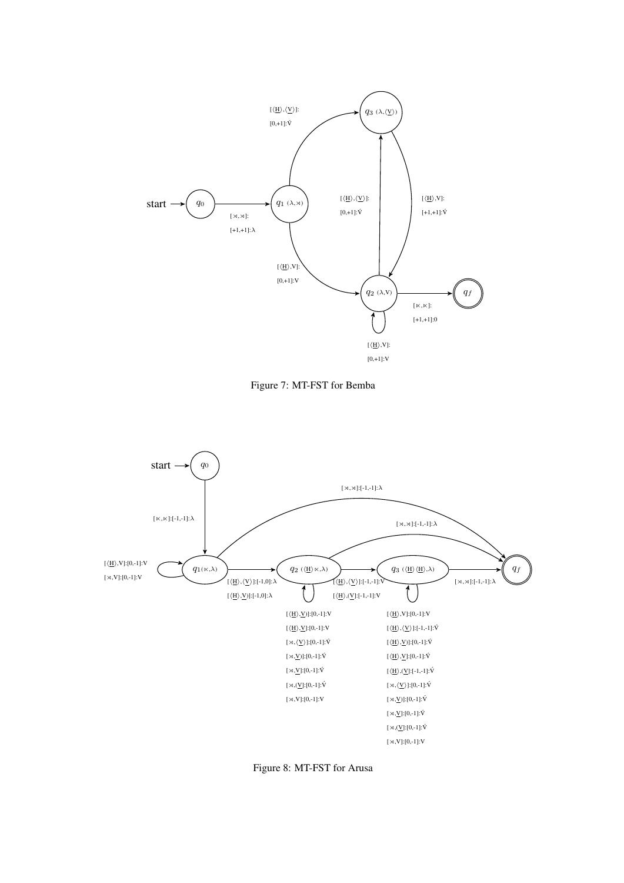Figure 7: MT-FST for Bemba

Figure 8: MT-FST for Arusa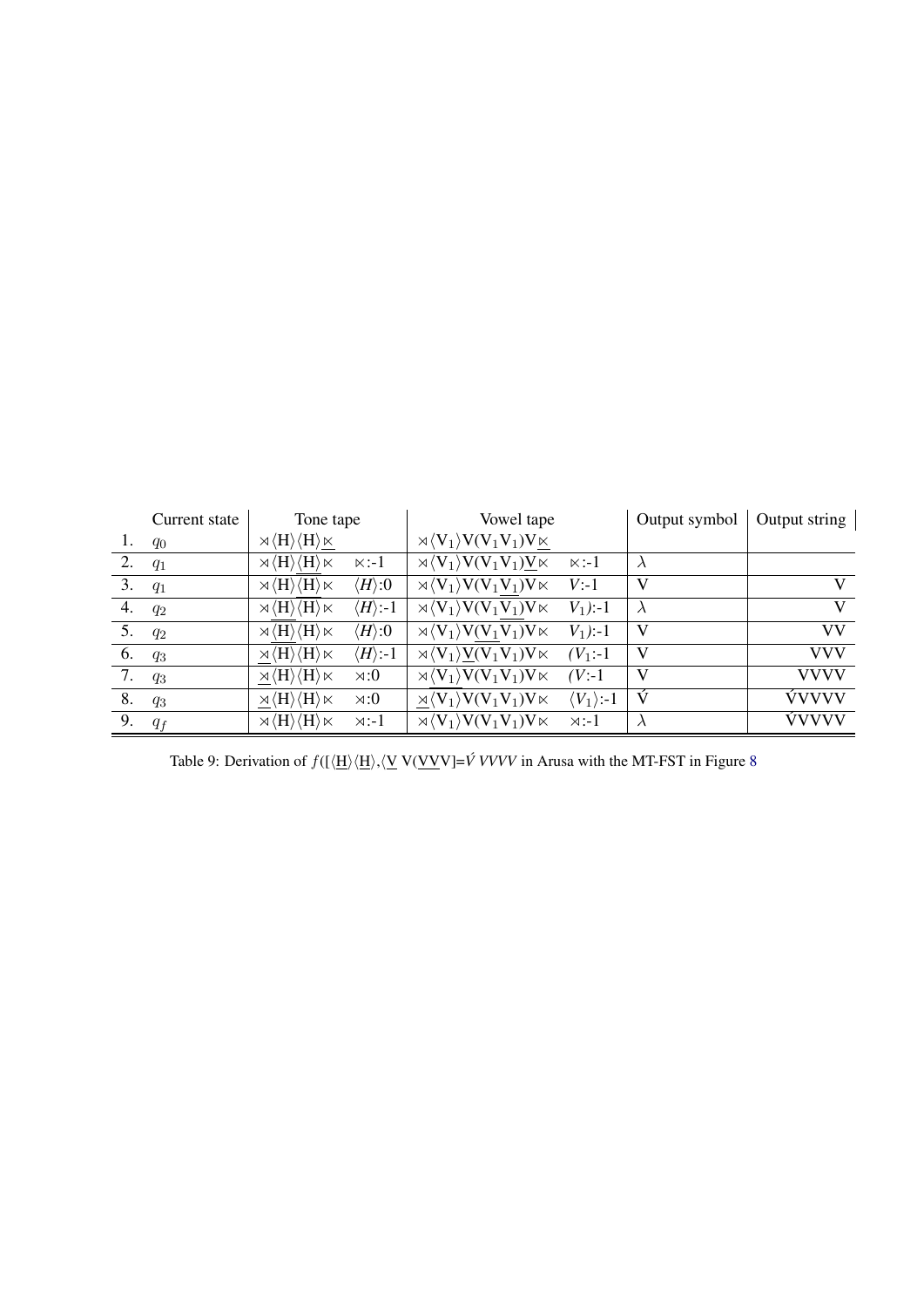| | Current state | Tone tape | | Vowel tape | | Output symbol | Output string |
|---|---|---|---|---|---|---|---|
| 1. | $q_0$ | $\rtimes\langle$H$\rangle\langle$H$\rangle\underline{\ltimes}$ | | $\rtimes\langle$V$_1\rangle$V(V$_1$V$_1$)V$\underline{\ltimes}$ | | | |
| 2. | $q_1$ | $\rtimes\langle$H$\rangle\underline{\langle\text{H}\rangle}\ltimes$ | $\ltimes$:-1 | $\rtimes\langle$V$_1\rangle$V(V$_1$V$_1$)$\underline{\text{V}}\ltimes$ | $\ltimes$:-1 | $\lambda$ | |
| 3. | $q_1$ | $\rtimes\langle$H$\rangle\overline{\underline{\langle\text{H}\rangle}}\ltimes$ | $\langle H\rangle$:0 | $\rtimes\langle$V$_1\rangle$V(V$_1\underline{\text{V}_1}$)V$\ltimes$ | $V$:-1 | V | V |
| 4. | $q_2$ | $\rtimes\underline{\langle\text{H}\rangle}\overline{\langle\text{H}\rangle}\ltimes$ | $\langle H\rangle$:-1 | $\rtimes\langle$V$_1\rangle$V(V$_1\overline{\underline{\text{V}_1}}$)V$\ltimes$ | $V_1$):-1 | $\lambda$ | V |
| 5. | $q_2$ | $\rtimes\overline{\underline{\langle\text{H}\rangle}}\langle$H$\rangle\ltimes$ | $\langle H\rangle$:0 | $\rtimes\langle$V$_1\rangle$V($\underline{\text{V}_1}\overline{\text{V}_1}$)V$\ltimes$ | $V_1$):-1 | V | VV |
| 6. | $q_3$ | $\underline{\rtimes}\overline{\langle\text{H}\rangle}\langle$H$\rangle\ltimes$ | $\langle H\rangle$:-1 | $\rtimes\langle$V$_1\rangle\underline{\text{V}}$(V$_1$V$_1$)V$\ltimes$ | ($V_1$:-1 | V | VVV |
| 7. | $q_3$ | $\underline{\rtimes}\langle$H$\rangle\langle$H$\rangle\ltimes$ | $\rtimes$:0 | $\rtimes\langle$V$_1\rangle\overline{\text{V}}$(V$_1$V$_1$)V$\ltimes$ | ($V$:-1 | V | VVVV |
| 8. | $q_3$ | $\underline{\rtimes}\langle$H$\rangle\langle$H$\rangle\ltimes$ | $\rtimes$:0 | $\underline{\rtimes}\overline{\langle\text{V}_1\rangle}$V(V$_1$V$_1$)V$\ltimes$ | $\langle V_1\rangle$:-1 | V́ | V́VVVV |
| 9. | $q_f$ | $\rtimes\langle$H$\rangle\langle$H$\rangle\ltimes$ | $\rtimes$:-1 | $\rtimes\langle$V$_1\rangle$V(V$_1$V$_1$)V$\ltimes$ | $\rtimes$:-1 | $\lambda$ | V́VVVV |

Table 9: Derivation of $f$([$\langle\underline{\text{H}}\rangle\langle\underline{\text{H}}\rangle$,$\langle\underline{\text{V}}$ V($\underline{\text{VVV}}$]=*V́ VVVV* in Arusa with the MT-FST in Figure 8